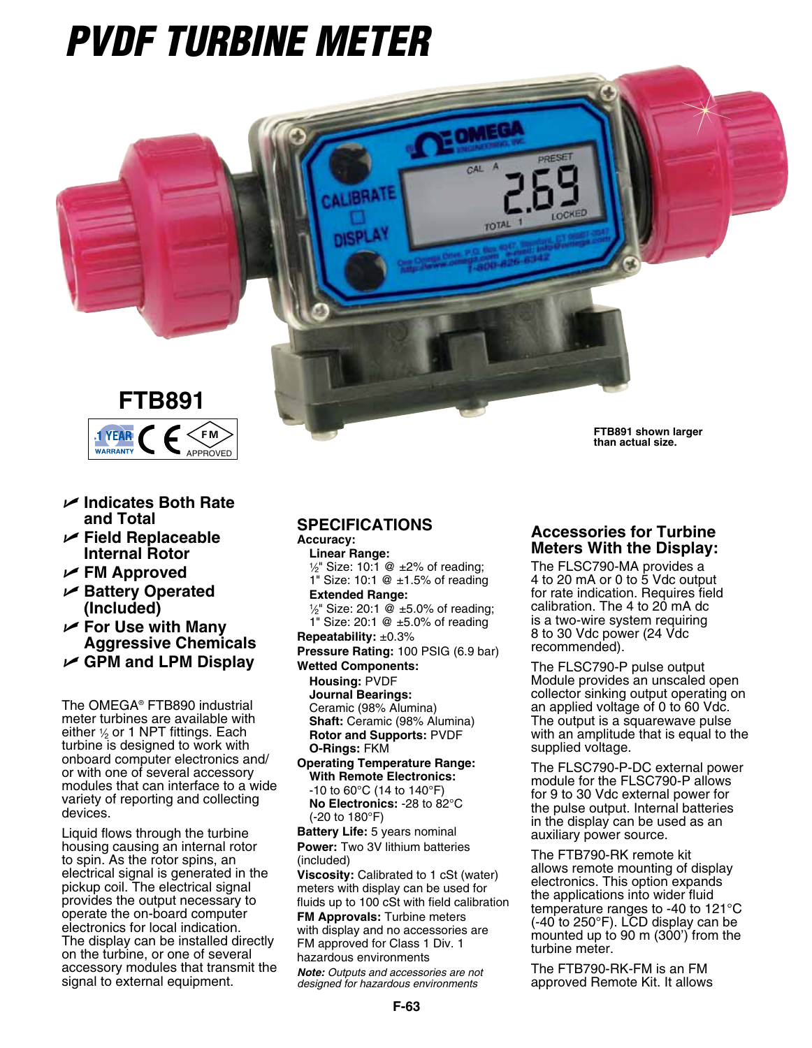# PVDF TURBINE METER

**FTB891**

1 YEAR WARRANTY · CE · FM APPROVED

**FTB891 shown larger than actual size.**

- **Indicates Both Rate and Total**
- **Field Replaceable Internal Rotor**
- **FM Approved**
- **Battery Operated (Included)**
- **For Use with Many Aggressive Chemicals**
- **GPM and LPM Display**

The OMEGA® FTB890 industrial meter turbines are available with either ½ or 1 NPT fittings. Each turbine is designed to work with onboard computer electronics and/ or with one of several accessory modules that can interface to a wide variety of reporting and collecting devices.

Liquid flows through the turbine housing causing an internal rotor to spin. As the rotor spins, an electrical signal is generated in the pickup coil. The electrical signal provides the output necessary to operate the on-board computer electronics for local indication. The display can be installed directly on the turbine, or one of several accessory modules that transmit the signal to external equipment.

## SPECIFICATIONS

**Accuracy:**

**Linear Range:**
½" Size: 10:1 @ ±2% of reading;
1" Size: 10:1 @ ±1.5% of reading

**Extended Range:**
½" Size: 20:1 @ ±5.0% of reading;
1" Size: 20:1 @ ±5.0% of reading

**Repeatability:** ±0.3%

**Pressure Rating:** 100 PSIG (6.9 bar)

**Wetted Components:**

**Housing:** PVDF

**Journal Bearings:** Ceramic (98% Alumina)

**Shaft:** Ceramic (98% Alumina)

**Rotor and Supports:** PVDF

**O-Rings:** FKM

**Operating Temperature Range:**

**With Remote Electronics:** -10 to 60°C (14 to 140°F)

**No Electronics:** -28 to 82°C (-20 to 180°F)

**Battery Life:** 5 years nominal

**Power:** Two 3V lithium batteries (included)

**Viscosity:** Calibrated to 1 cSt (water) meters with display can be used for fluids up to 100 cSt with field calibration

**FM Approvals:** Turbine meters with display and no accessories are FM approved for Class 1 Div. 1 hazardous environments

***Note:** Outputs and accessories are not designed for hazardous environments*

## Accessories for Turbine Meters With the Display:

The FLSC790-MA provides a 4 to 20 mA or 0 to 5 Vdc output for rate indication. Requires field calibration. The 4 to 20 mA dc is a two-wire system requiring 8 to 30 Vdc power (24 Vdc recommended).

The FLSC790-P pulse output Module provides an unscaled open collector sinking output operating on an applied voltage of 0 to 60 Vdc. The output is a squarewave pulse with an amplitude that is equal to the supplied voltage.

The FLSC790-P-DC external power module for the FLSC790-P allows for 9 to 30 Vdc external power for the pulse output. Internal batteries in the display can be used as an auxiliary power source.

The FTB790-RK remote kit allows remote mounting of display electronics. This option expands the applications into wider fluid temperature ranges to -40 to 121°C (-40 to 250°F). LCD display can be mounted up to 90 m (300') from the turbine meter.

The FTB790-RK-FM is an FM approved Remote Kit. It allows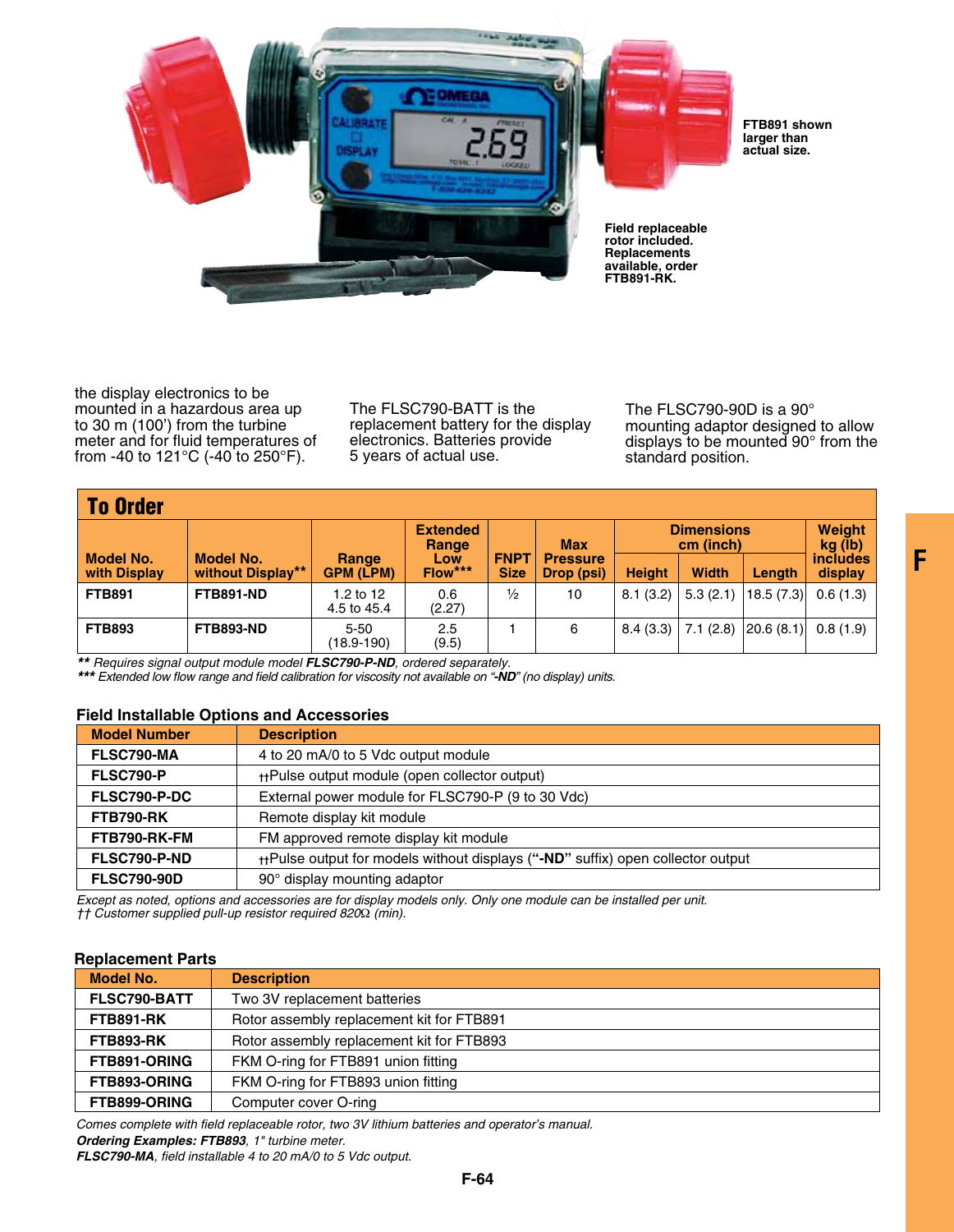FTB891 shown larger than actual size.

Field replaceable rotor included. Replacements available, order FTB891-RK.

the display electronics to be mounted in a hazardous area up to 30 m (100') from the turbine meter and for fluid temperatures of from -40 to 121°C (-40 to 250°F).

The FLSC790-BATT is the replacement battery for the display electronics. Batteries provide 5 years of actual use.

The FLSC790-90D is a 90° mounting adaptor designed to allow displays to be mounted 90° from the standard position.

## To Order

| Model No. with Display | Model No. without Display** | Range GPM (LPM) | Extended Range Low Flow*** | FNPT Size | Max Pressure Drop (psi) | Dimensions cm (inch) | | | Weight kg (lb) includes display |
|---|---|---|---|---|---|---|---|---|---|
| | | | | | | Height | Width | Length | |
| **FTB891** | **FTB891-ND** | 1.2 to 12<br>4.5 to 45.4 | 0.6<br>(2.27) | ½ | 10 | 8.1 (3.2) | 5.3 (2.1) | 18.5 (7.3) | 0.6 (1.3) |
| **FTB893** | **FTB893-ND** | 5-50<br>(18.9-190) | 2.5<br>(9.5) | 1 | 6 | 8.4 (3.3) | 7.1 (2.8) | 20.6 (8.1) | 0.8 (1.9) |

*** Requires signal output module model **FLSC790-P-ND**, ordered separately.*
**** Extended low flow range and field calibration for viscosity not available on "**-ND**" (no display) units.*

### Field Installable Options and Accessories

| Model Number | Description |
|---|---|
| **FLSC790-MA** | 4 to 20 mA/0 to 5 Vdc output module |
| **FLSC790-P** | ††Pulse output module (open collector output) |
| **FLSC790-P-DC** | External power module for FLSC790-P (9 to 30 Vdc) |
| **FTB790-RK** | Remote display kit module |
| **FTB790-RK-FM** | FM approved remote display kit module |
| **FLSC790-P-ND** | ††Pulse output for models without displays (**"-ND"** suffix) open collector output |
| **FLSC790-90D** | 90° display mounting adaptor |

*Except as noted, options and accessories are for display models only. Only one module can be installed per unit.*
*†† Customer supplied pull-up resistor required 820Ω (min).*

### Replacement Parts

| Model No. | Description |
|---|---|
| **FLSC790-BATT** | Two 3V replacement batteries |
| **FTB891-RK** | Rotor assembly replacement kit for FTB891 |
| **FTB893-RK** | Rotor assembly replacement kit for FTB893 |
| **FTB891-ORING** | FKM O-ring for FTB891 union fitting |
| **FTB893-ORING** | FKM O-ring for FTB893 union fitting |
| **FTB899-ORING** | Computer cover O-ring |

*Comes complete with field replaceable rotor, two 3V lithium batteries and operator's manual.*
***Ordering Examples: FTB893**, 1" turbine meter.*
***FLSC790-MA**, field installable 4 to 20 mA/0 to 5 Vdc output.*